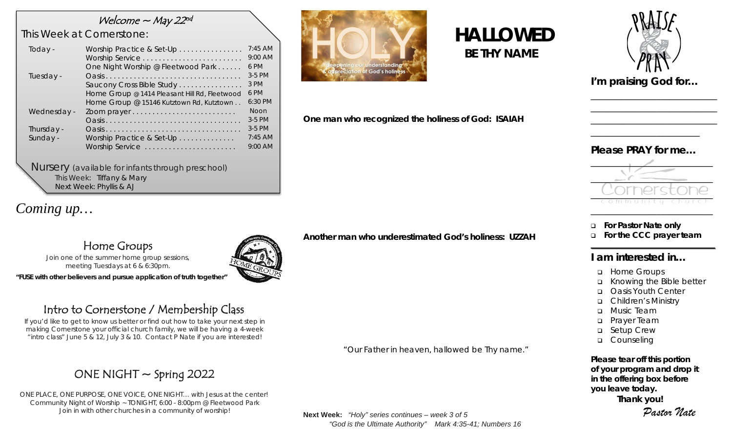# Welcome ~ May 22nd

## This Week at Cornerstone:

| | | |
|---|---|---|
| Today - | Worship Practice & Set-Up | 7:45 AM |
| | Worship Service | 9:00 AM |
| | One Night Worship @ Fleetwood Park | 6 PM |
| Tuesday - | Oasis | 3-5 PM |
| | Saucony Cross Bible Study | 3 PM |
| | Home Group @ 1414 Pleasant Hill Rd, Fleetwood | 6 PM |
| | Home Group @ 15146 Kutztown Rd, Kutztown | 6:30 PM |
| Wednesday - | Zoom prayer | Noon |
| | Oasis | 3-5 PM |
| Thursday - | Oasis | 3-5 PM |
| Sunday - | Worship Practice & Set-Up | 7:45 AM |
| | Worship Service | 9:00 AM |

**Nursery** (available for infants through preschool)
This Week: Tiffany & Mary
Next Week: Phyllis & AJ

## *Coming up…*

### Home Groups

Join one of the summer home group sessions, meeting Tuesdays at 6 & 6:30pm.

**"FUSE with other believers and pursue application of truth together"**

### Intro to Cornerstone / Membership Class

If you'd like to get to know us better or find out how to take your next step in making Cornerstone your official church family, we will be having a 4-week "intro class" June 5 & 12, July 3 & 10. Contact P Nate if you are interested!

### ONE NIGHT ~ Spring 2022

ONE PLACE, ONE PURPOSE, ONE VOICE, ONE NIGHT… with Jesus at the center! Community Night of Worship ~ TONIGHT, 6:00 - 8:00pm @ Fleetwood Park
Join in with other churches in a community of worship!

# HALLOWED
## BE THY NAME

**One man who recognized the holiness of God: ISAIAH**

**Another man who underestimated God's holiness: UZZAH**

"Our Father in heaven, hallowed be Thy name."

**Next Week:** *"Holy" series continues – week 3 of 5*
*"God is the Ultimate Authority" Mark 4:35-41; Numbers 16*

## I'm praising God for…

\_\_\_\_\_\_\_\_\_\_\_\_\_\_\_\_\_\_\_\_\_\_\_\_\_\_\_\_\_\_

## Please PRAY for me…

\_\_\_\_\_\_\_\_\_\_\_\_\_\_\_\_\_\_\_\_\_\_\_\_\_\_\_\_\_\_

- ❑ **For Pastor Nate only**
- ❑ **For the CCC prayer team**

## I am interested in…

- ❑ Home Groups
- ❑ Knowing the Bible better
- ❑ Oasis Youth Center
- ❑ Children's Ministry
- ❑ Music Team
- ❑ Prayer Team
- ❑ Setup Crew
- ❑ Counseling

**Please tear off this portion of your program and drop it in the offering box before you leave today.**
**Thank you!**
*Pastor Nate*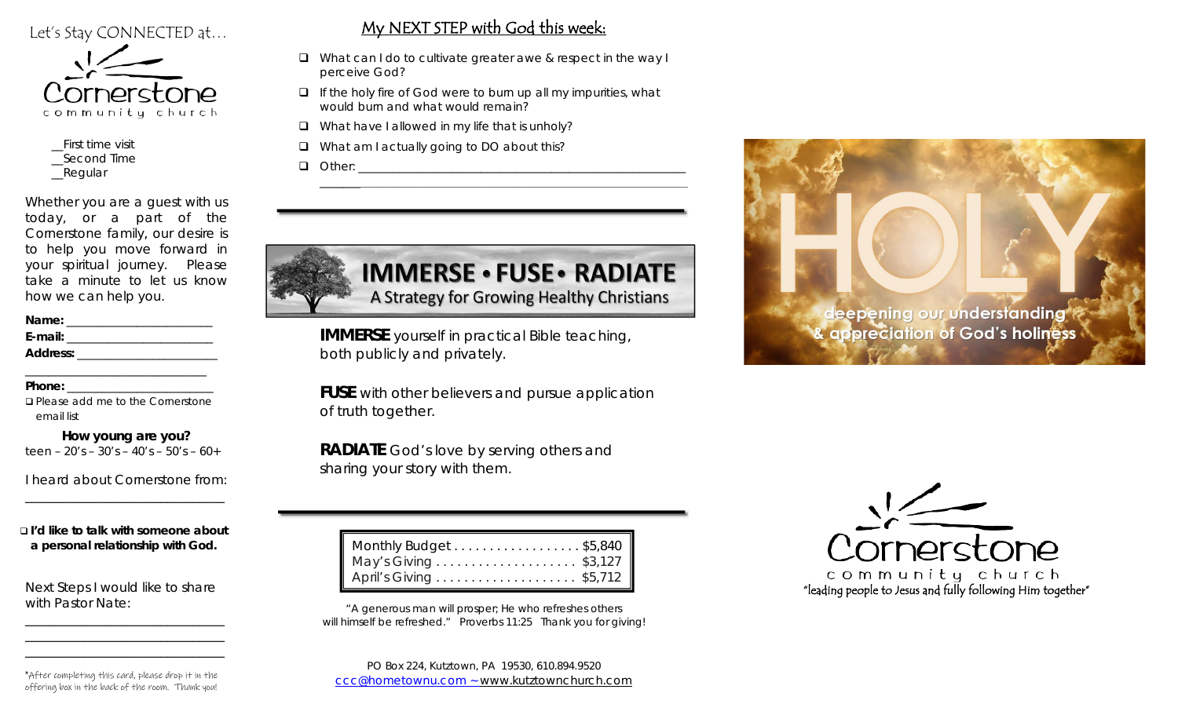Let's Stay CONNECTED at…

Cornerstone
community church

__First time visit
__Second Time
__Regular

Whether you are a guest with us today, or a part of the Cornerstone family, our desire is to help you move forward in your spiritual journey. Please take a minute to let us know how we can help you.

**Name:** ______________________
**E-mail:** ______________________
**Address:** ______________________
______________________
**Phone:** ______________________

❑ Please add me to the Cornerstone email list

**How young are you?**
teen – 20's – 30's – 40's – 50's – 60+

I heard about Cornerstone from:
______________________________

❑ **I'd like to talk with someone about a personal relationship with God.**

Next Steps I would like to share with Pastor Nate:
______________________________
______________________________
______________________________

*After completing this card, please drop it in the offering box in the back of the room. Thank you!

## My NEXT STEP with God this week:

- ❑ What can I do to cultivate greater awe & respect in the way I perceive God?
- ❑ If the holy fire of God were to burn up all my impurities, what would burn and what would remain?
- ❑ What have I allowed in my life that is unholy?
- ❑ What am I actually going to DO about this?
- ❑ Other: ______________________________________________
______________________________________________________

## IMMERSE • FUSE • RADIATE
A Strategy for Growing Healthy Christians

**IMMERSE** yourself in practical Bible teaching, both publicly and privately.

**FUSE** with other believers and pursue application of truth together.

**RADIATE** God's love by serving others and sharing your story with them.

| | |
|---|---|
| Monthly Budget .................. | $5,840 |
| May's Giving .................... | $3,127 |
| April's Giving .................... | $5,712 |

"A generous man will prosper; He who refreshes others will himself be refreshed." Proverbs 11:25 Thank you for giving!

PO Box 224, Kutztown, PA 19530, 610.894.9520
ccc@hometownu.com ~ www.kutztownchurch.com

HOLY
deepening our understanding & appreciation of God's holiness

Cornerstone
community church
"leading people to Jesus and fully following Him together"